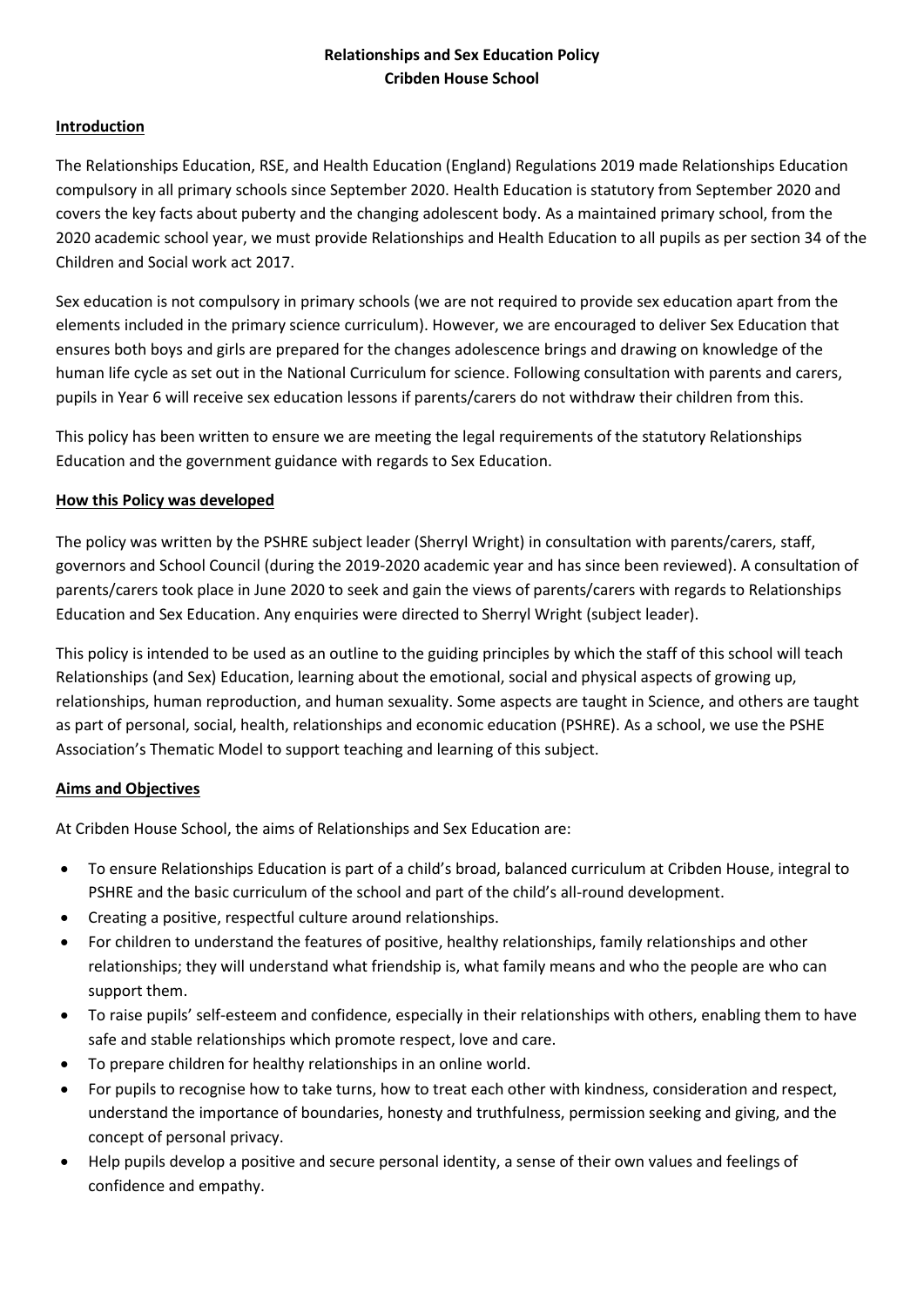# Relationships and Sex Education Policy
## Cribden House School

### Introduction

The Relationships Education, RSE, and Health Education (England) Regulations 2019 made Relationships Education compulsory in all primary schools since September 2020. Health Education is statutory from September 2020 and covers the key facts about puberty and the changing adolescent body. As a maintained primary school, from the 2020 academic school year, we must provide Relationships and Health Education to all pupils as per section 34 of the Children and Social work act 2017.

Sex education is not compulsory in primary schools (we are not required to provide sex education apart from the elements included in the primary science curriculum). However, we are encouraged to deliver Sex Education that ensures both boys and girls are prepared for the changes adolescence brings and drawing on knowledge of the human life cycle as set out in the National Curriculum for science. Following consultation with parents and carers, pupils in Year 6 will receive sex education lessons if parents/carers do not withdraw their children from this.

This policy has been written to ensure we are meeting the legal requirements of the statutory Relationships Education and the government guidance with regards to Sex Education.

### How this Policy was developed

The policy was written by the PSHRE subject leader (Sherryl Wright) in consultation with parents/carers, staff, governors and School Council (during the 2019-2020 academic year and has since been reviewed). A consultation of parents/carers took place in June 2020 to seek and gain the views of parents/carers with regards to Relationships Education and Sex Education. Any enquiries were directed to Sherryl Wright (subject leader).

This policy is intended to be used as an outline to the guiding principles by which the staff of this school will teach Relationships (and Sex) Education, learning about the emotional, social and physical aspects of growing up, relationships, human reproduction, and human sexuality. Some aspects are taught in Science, and others are taught as part of personal, social, health, relationships and economic education (PSHRE). As a school, we use the PSHE Association's Thematic Model to support teaching and learning of this subject.

### Aims and Objectives

At Cribden House School, the aims of Relationships and Sex Education are:

- To ensure Relationships Education is part of a child's broad, balanced curriculum at Cribden House, integral to PSHRE and the basic curriculum of the school and part of the child's all-round development.
- Creating a positive, respectful culture around relationships.
- For children to understand the features of positive, healthy relationships, family relationships and other relationships; they will understand what friendship is, what family means and who the people are who can support them.
- To raise pupils' self-esteem and confidence, especially in their relationships with others, enabling them to have safe and stable relationships which promote respect, love and care.
- To prepare children for healthy relationships in an online world.
- For pupils to recognise how to take turns, how to treat each other with kindness, consideration and respect, understand the importance of boundaries, honesty and truthfulness, permission seeking and giving, and the concept of personal privacy.
- Help pupils develop a positive and secure personal identity, a sense of their own values and feelings of confidence and empathy.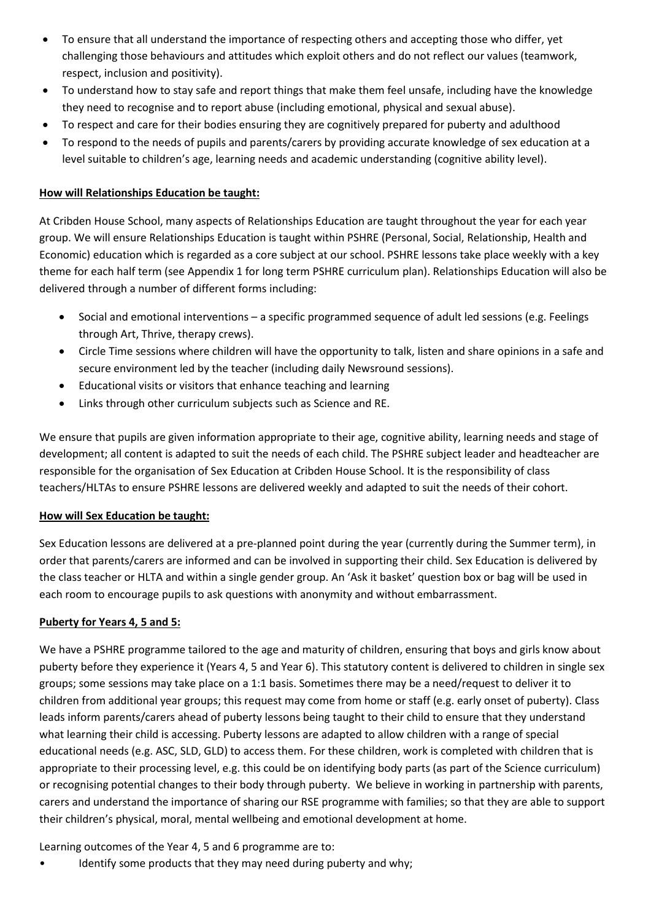- To ensure that all understand the importance of respecting others and accepting those who differ, yet challenging those behaviours and attitudes which exploit others and do not reflect our values (teamwork, respect, inclusion and positivity).
- To understand how to stay safe and report things that make them feel unsafe, including have the knowledge they need to recognise and to report abuse (including emotional, physical and sexual abuse).
- To respect and care for their bodies ensuring they are cognitively prepared for puberty and adulthood
- To respond to the needs of pupils and parents/carers by providing accurate knowledge of sex education at a level suitable to children's age, learning needs and academic understanding (cognitive ability level).

**How will Relationships Education be taught:**

At Cribden House School, many aspects of Relationships Education are taught throughout the year for each year group. We will ensure Relationships Education is taught within PSHRE (Personal, Social, Relationship, Health and Economic) education which is regarded as a core subject at our school. PSHRE lessons take place weekly with a key theme for each half term (see Appendix 1 for long term PSHRE curriculum plan). Relationships Education will also be delivered through a number of different forms including:

- Social and emotional interventions – a specific programmed sequence of adult led sessions (e.g. Feelings through Art, Thrive, therapy crews).
- Circle Time sessions where children will have the opportunity to talk, listen and share opinions in a safe and secure environment led by the teacher (including daily Newsround sessions).
- Educational visits or visitors that enhance teaching and learning
- Links through other curriculum subjects such as Science and RE.

We ensure that pupils are given information appropriate to their age, cognitive ability, learning needs and stage of development; all content is adapted to suit the needs of each child. The PSHRE subject leader and headteacher are responsible for the organisation of Sex Education at Cribden House School. It is the responsibility of class teachers/HLTAs to ensure PSHRE lessons are delivered weekly and adapted to suit the needs of their cohort.

**How will Sex Education be taught:**

Sex Education lessons are delivered at a pre-planned point during the year (currently during the Summer term), in order that parents/carers are informed and can be involved in supporting their child. Sex Education is delivered by the class teacher or HLTA and within a single gender group. An 'Ask it basket' question box or bag will be used in each room to encourage pupils to ask questions with anonymity and without embarrassment.

**Puberty for Years 4, 5 and 5:**

We have a PSHRE programme tailored to the age and maturity of children, ensuring that boys and girls know about puberty before they experience it (Years 4, 5 and Year 6). This statutory content is delivered to children in single sex groups; some sessions may take place on a 1:1 basis. Sometimes there may be a need/request to deliver it to children from additional year groups; this request may come from home or staff (e.g. early onset of puberty). Class leads inform parents/carers ahead of puberty lessons being taught to their child to ensure that they understand what learning their child is accessing. Puberty lessons are adapted to allow children with a range of special educational needs (e.g. ASC, SLD, GLD) to access them. For these children, work is completed with children that is appropriate to their processing level, e.g. this could be on identifying body parts (as part of the Science curriculum) or recognising potential changes to their body through puberty. We believe in working in partnership with parents, carers and understand the importance of sharing our RSE programme with families; so that they are able to support their children's physical, moral, mental wellbeing and emotional development at home.

Learning outcomes of the Year 4, 5 and 6 programme are to:

- Identify some products that they may need during puberty and why;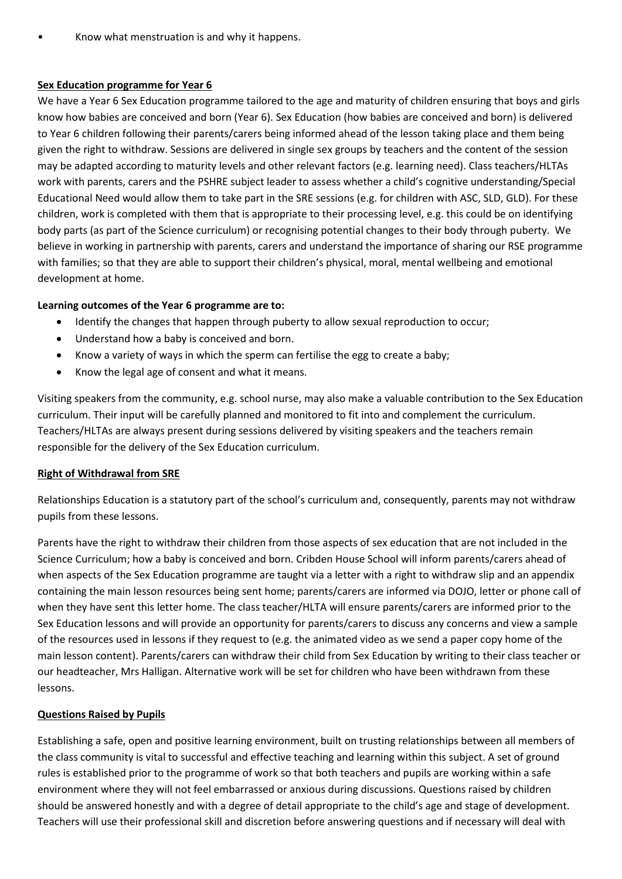- Know what menstruation is and why it happens.

**Sex Education programme for Year 6**

We have a Year 6 Sex Education programme tailored to the age and maturity of children ensuring that boys and girls know how babies are conceived and born (Year 6). Sex Education (how babies are conceived and born) is delivered to Year 6 children following their parents/carers being informed ahead of the lesson taking place and them being given the right to withdraw. Sessions are delivered in single sex groups by teachers and the content of the session may be adapted according to maturity levels and other relevant factors (e.g. learning need). Class teachers/HLTAs work with parents, carers and the PSHRE subject leader to assess whether a child's cognitive understanding/Special Educational Need would allow them to take part in the SRE sessions (e.g. for children with ASC, SLD, GLD). For these children, work is completed with them that is appropriate to their processing level, e.g. this could be on identifying body parts (as part of the Science curriculum) or recognising potential changes to their body through puberty. We believe in working in partnership with parents, carers and understand the importance of sharing our RSE programme with families; so that they are able to support their children's physical, moral, mental wellbeing and emotional development at home.

**Learning outcomes of the Year 6 programme are to:**

- Identify the changes that happen through puberty to allow sexual reproduction to occur;
- Understand how a baby is conceived and born.
- Know a variety of ways in which the sperm can fertilise the egg to create a baby;
- Know the legal age of consent and what it means.

Visiting speakers from the community, e.g. school nurse, may also make a valuable contribution to the Sex Education curriculum. Their input will be carefully planned and monitored to fit into and complement the curriculum. Teachers/HLTAs are always present during sessions delivered by visiting speakers and the teachers remain responsible for the delivery of the Sex Education curriculum.

**Right of Withdrawal from SRE**

Relationships Education is a statutory part of the school's curriculum and, consequently, parents may not withdraw pupils from these lessons.

Parents have the right to withdraw their children from those aspects of sex education that are not included in the Science Curriculum; how a baby is conceived and born. Cribden House School will inform parents/carers ahead of when aspects of the Sex Education programme are taught via a letter with a right to withdraw slip and an appendix containing the main lesson resources being sent home; parents/carers are informed via DOJO, letter or phone call of when they have sent this letter home. The class teacher/HLTA will ensure parents/carers are informed prior to the Sex Education lessons and will provide an opportunity for parents/carers to discuss any concerns and view a sample of the resources used in lessons if they request to (e.g. the animated video as we send a paper copy home of the main lesson content). Parents/carers can withdraw their child from Sex Education by writing to their class teacher or our headteacher, Mrs Halligan. Alternative work will be set for children who have been withdrawn from these lessons.

**Questions Raised by Pupils**

Establishing a safe, open and positive learning environment, built on trusting relationships between all members of the class community is vital to successful and effective teaching and learning within this subject. A set of ground rules is established prior to the programme of work so that both teachers and pupils are working within a safe environment where they will not feel embarrassed or anxious during discussions. Questions raised by children should be answered honestly and with a degree of detail appropriate to the child's age and stage of development. Teachers will use their professional skill and discretion before answering questions and if necessary will deal with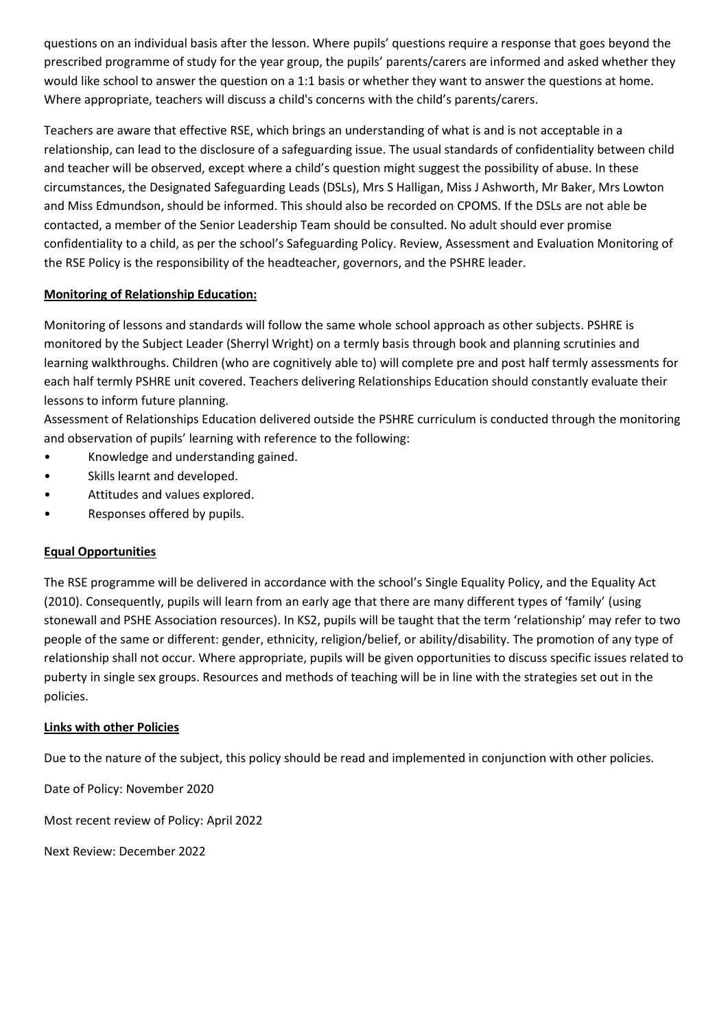questions on an individual basis after the lesson. Where pupils' questions require a response that goes beyond the prescribed programme of study for the year group, the pupils' parents/carers are informed and asked whether they would like school to answer the question on a 1:1 basis or whether they want to answer the questions at home. Where appropriate, teachers will discuss a child's concerns with the child's parents/carers.

Teachers are aware that effective RSE, which brings an understanding of what is and is not acceptable in a relationship, can lead to the disclosure of a safeguarding issue. The usual standards of confidentiality between child and teacher will be observed, except where a child's question might suggest the possibility of abuse. In these circumstances, the Designated Safeguarding Leads (DSLs), Mrs S Halligan, Miss J Ashworth, Mr Baker, Mrs Lowton and Miss Edmundson, should be informed. This should also be recorded on CPOMS. If the DSLs are not able be contacted, a member of the Senior Leadership Team should be consulted. No adult should ever promise confidentiality to a child, as per the school's Safeguarding Policy. Review, Assessment and Evaluation Monitoring of the RSE Policy is the responsibility of the headteacher, governors, and the PSHRE leader.

**Monitoring of Relationship Education:**

Monitoring of lessons and standards will follow the same whole school approach as other subjects. PSHRE is monitored by the Subject Leader (Sherryl Wright) on a termly basis through book and planning scrutinies and learning walkthroughs. Children (who are cognitively able to) will complete pre and post half termly assessments for each half termly PSHRE unit covered. Teachers delivering Relationships Education should constantly evaluate their lessons to inform future planning.

Assessment of Relationships Education delivered outside the PSHRE curriculum is conducted through the monitoring and observation of pupils' learning with reference to the following:

- Knowledge and understanding gained.
- Skills learnt and developed.
- Attitudes and values explored.
- Responses offered by pupils.

**Equal Opportunities**

The RSE programme will be delivered in accordance with the school's Single Equality Policy, and the Equality Act (2010). Consequently, pupils will learn from an early age that there are many different types of 'family' (using stonewall and PSHE Association resources). In KS2, pupils will be taught that the term 'relationship' may refer to two people of the same or different: gender, ethnicity, religion/belief, or ability/disability. The promotion of any type of relationship shall not occur. Where appropriate, pupils will be given opportunities to discuss specific issues related to puberty in single sex groups. Resources and methods of teaching will be in line with the strategies set out in the policies.

**Links with other Policies**

Due to the nature of the subject, this policy should be read and implemented in conjunction with other policies.

Date of Policy: November 2020

Most recent review of Policy: April 2022

Next Review: December 2022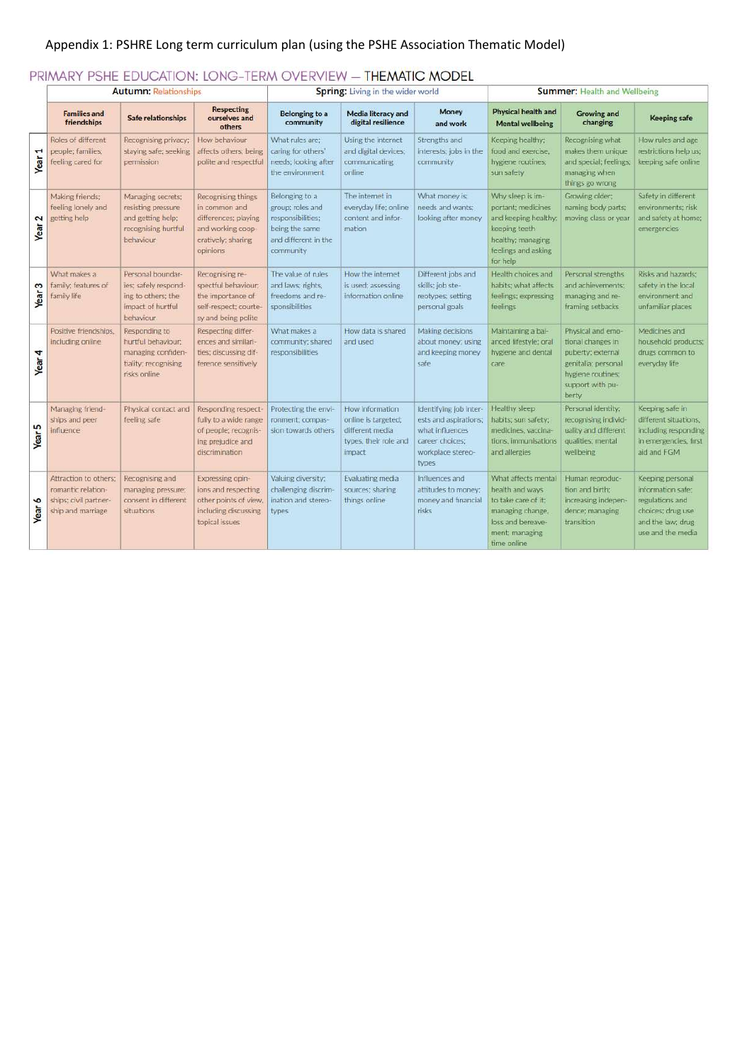Appendix 1: PSHRE Long term curriculum plan (using the PSHE Association Thematic Model)

## PRIMARY PSHE EDUCATION: LONG-TERM OVERVIEW — THEMATIC MODEL

| | Autumn: Relationships | | | Spring: Living in the wider world | | | Summer: Health and Wellbeing | | |
|---|---|---|---|---|---|---|---|---|---|
| | Families and friendships | Safe relationships | Respecting ourselves and others | Belonging to a community | Media literacy and digital resilience | Money and work | Physical health and Mental wellbeing | Growing and changing | Keeping safe |
| Year 1 | Roles of different people; families; feeling cared for | Recognising privacy; staying safe; seeking permission | How behaviour affects others; being polite and respectful | What rules are; caring for others' needs; looking after the environment | Using the internet and digital devices; communicating online | Strengths and interests; jobs in the community | Keeping healthy; food and exercise, hygiene routines; sun safety | Recognising what makes them unique and special; feelings; managing when things go wrong | How rules and age restrictions help us; keeping safe online |
| Year 2 | Making friends; feeling lonely and getting help | Managing secrets; resisting pressure and getting help; recognising hurtful behaviour | Recognising things in common and differences; playing and working cooperatively; sharing opinions | Belonging to a group; roles and responsibilities; being the same and different in the community | The internet in everyday life; online content and information | What money is; needs and wants; looking after money | Why sleep is important; medicines and keeping healthy; keeping teeth healthy; managing feelings and asking for help | Growing older; naming body parts; moving class or year | Safety in different environments; risk and safety at home; emergencies |
| Year 3 | What makes a family; features of family life | Personal boundaries; safely responding to others; the impact of hurtful behaviour | Recognising respectful behaviour; the importance of self-respect; courtesy and being polite | The value of rules and laws; rights, freedoms and responsibilities | How the internet is used; assessing information online | Different jobs and skills; job stereotypes; setting personal goals | Health choices and habits; what affects feelings; expressing feelings | Personal strengths and achievements; managing and reframing setbacks | Risks and hazards; safety in the local environment and unfamiliar places |
| Year 4 | Positive friendships, including online | Responding to hurtful behaviour; managing confidentiality; recognising risks online | Respecting differences and similarities; discussing difference sensitively | What makes a community; shared responsibilities | How data is shared and used | Making decisions about money; using and keeping money safe | Maintaining a balanced lifestyle; oral hygiene and dental care | Physical and emotional changes in puberty; external genitalia; personal hygiene routines; support with puberty | Medicines and household products; drugs common to everyday life |
| Year 5 | Managing friendships and peer influence | Physical contact and feeling safe | Responding respectfully to a wide range of people; recognising prejudice and discrimination | Protecting the environment; compassion towards others | How information online is targeted; different media types, their role and impact | Identifying job interests and aspirations; what influences career choices; workplace stereotypes | Healthy sleep habits; sun safety; medicines, vaccinations, immunisations and allergies | Personal identity; recognising individuality and different qualities; mental wellbeing | Keeping safe in different situations, including responding in emergencies, first aid and FGM |
| Year 6 | Attraction to others; romantic relationships; civil partnership and marriage | Recognising and managing pressure; consent in different situations | Expressing opinions and respecting other points of view, including discussing topical issues | Valuing diversity; challenging discrimination and stereotypes | Evaluating media sources; sharing things online | Influences and attitudes to money; money and financial risks | What affects mental health and ways to take care of it; managing change, loss and bereavement; managing time online | Human reproduction and birth; increasing independence; managing transition | Keeping personal information safe; regulations and choices; drug use and the law; drug use and the media |